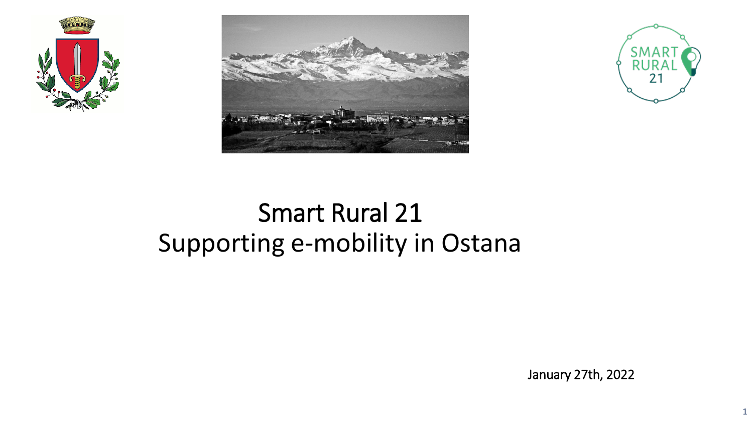# Smart Rural 21
## Supporting e-mobility in Ostana

January 27th, 2022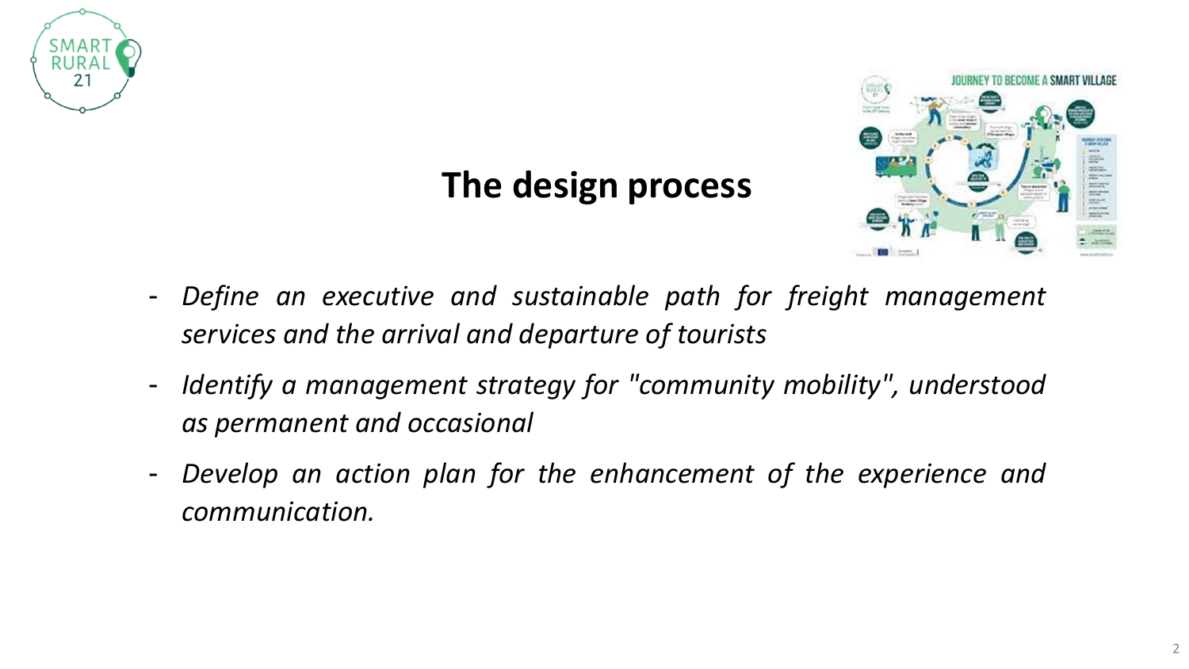## The design process

- *Define an executive and sustainable path for freight management services and the arrival and departure of tourists*
- *Identify a management strategy for "community mobility", understood as permanent and occasional*
- *Develop an action plan for the enhancement of the experience and communication.*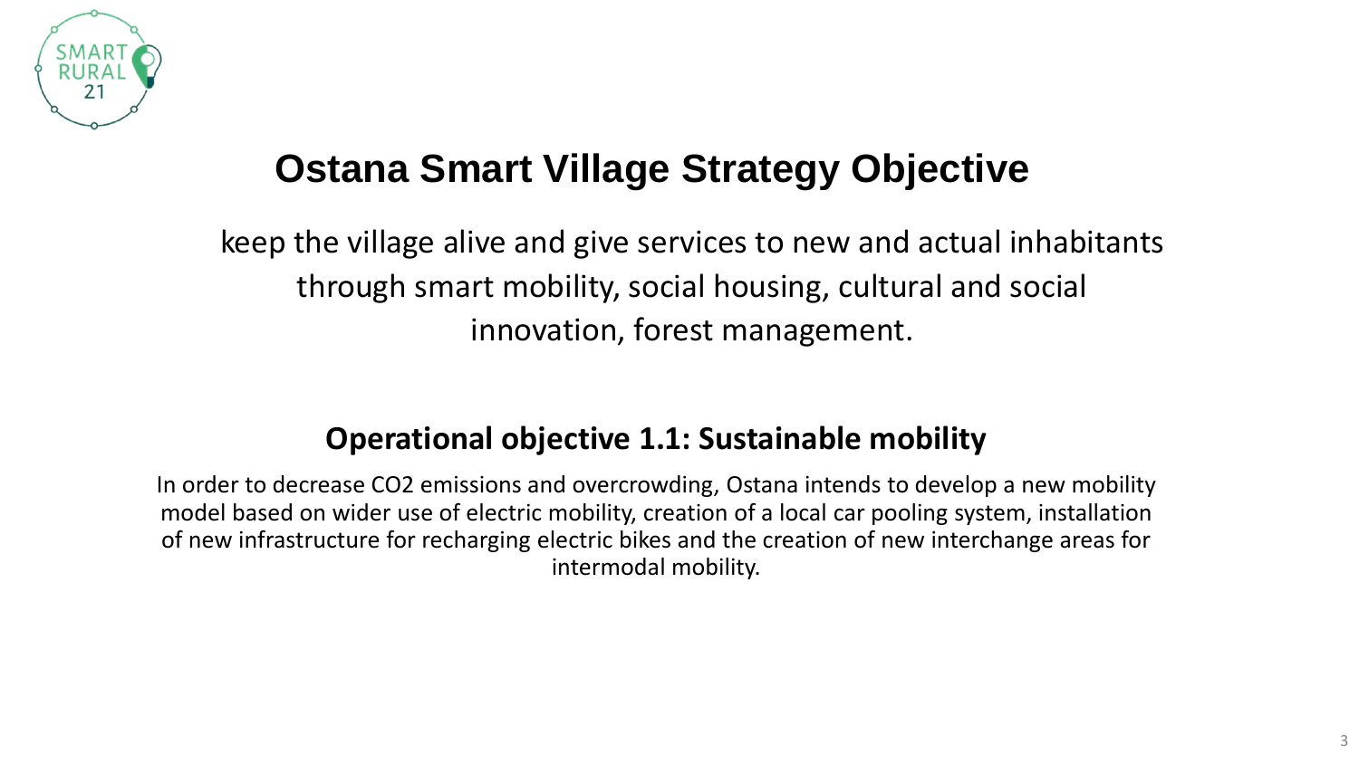# Ostana Smart Village Strategy Objective

keep the village alive and give services to new and actual inhabitants through smart mobility, social housing, cultural and social innovation, forest management.

## Operational objective 1.1: Sustainable mobility

In order to decrease $CO_2$ emissions and overcrowding, Ostana intends to develop a new mobility model based on wider use of electric mobility, creation of a local car pooling system, installation of new infrastructure for recharging electric bikes and the creation of new interchange areas for intermodal mobility.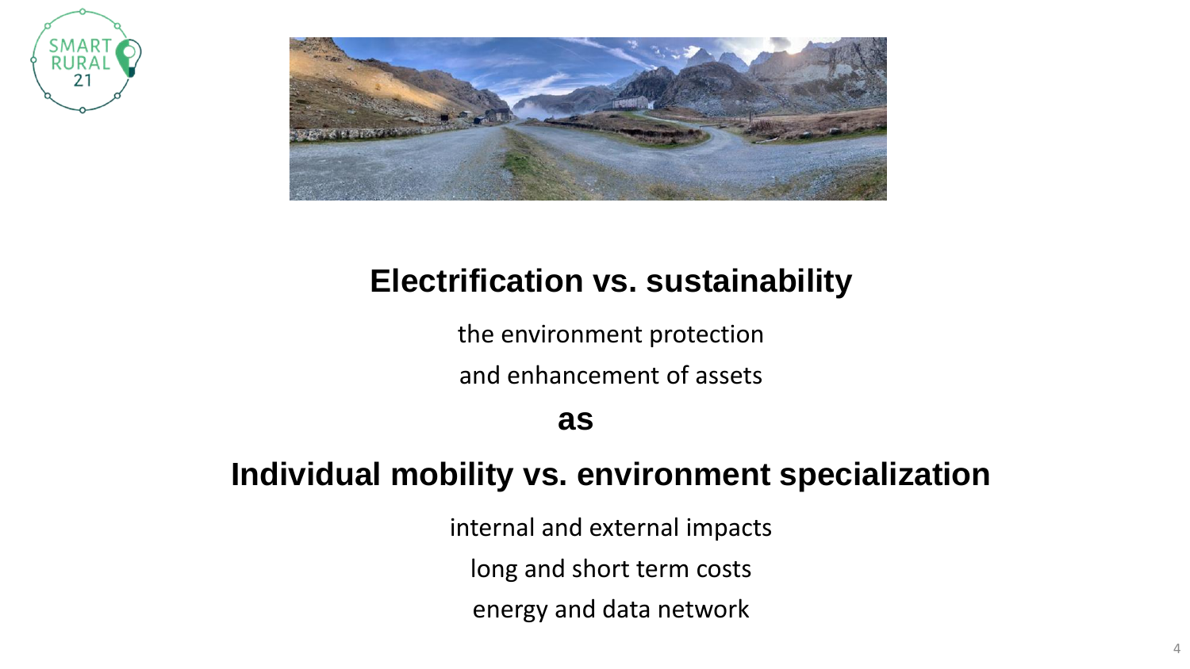## Electrification vs. sustainability

the environment protection

and enhancement of assets

**as**

## Individual mobility vs. environment specialization

internal and external impacts

long and short term costs

energy and data network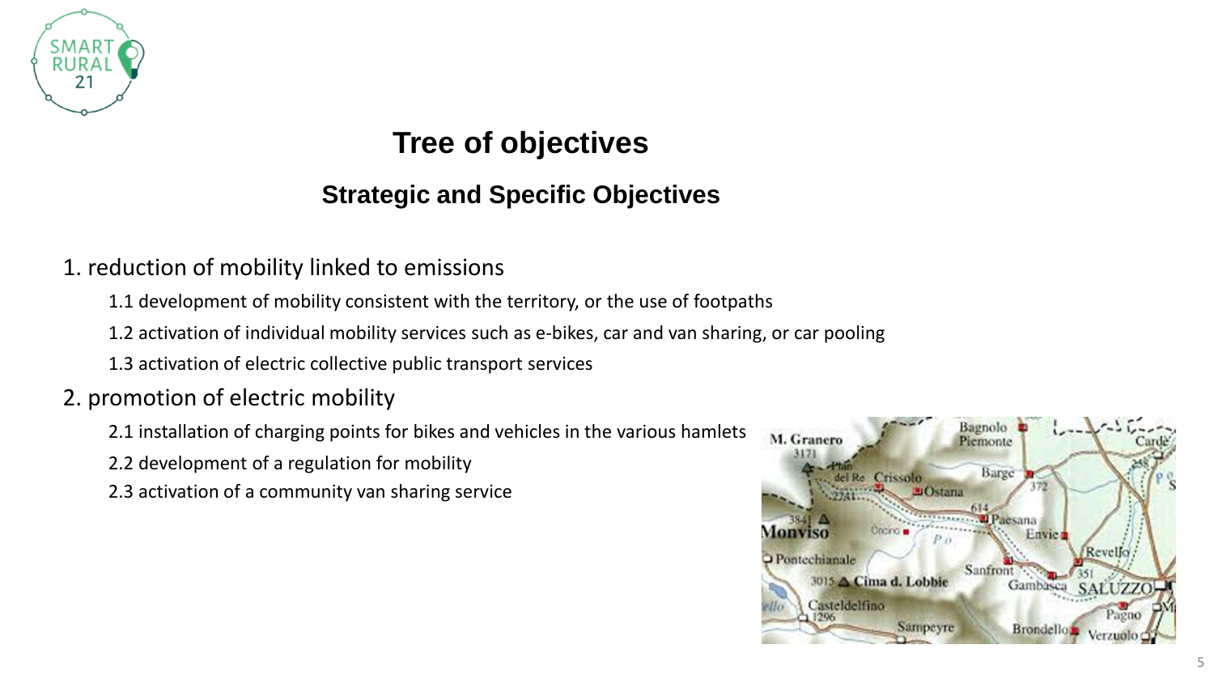# Tree of objectives

## Strategic and Specific Objectives

1. reduction of mobility linked to emissions
   - 1.1 development of mobility consistent with the territory, or the use of footpaths
   - 1.2 activation of individual mobility services such as e-bikes, car and van sharing, or car pooling
   - 1.3 activation of electric collective public transport services
2. promotion of electric mobility
   - 2.1 installation of charging points for bikes and vehicles in the various hamlets
   - 2.2 development of a regulation for mobility
   - 2.3 activation of a community van sharing service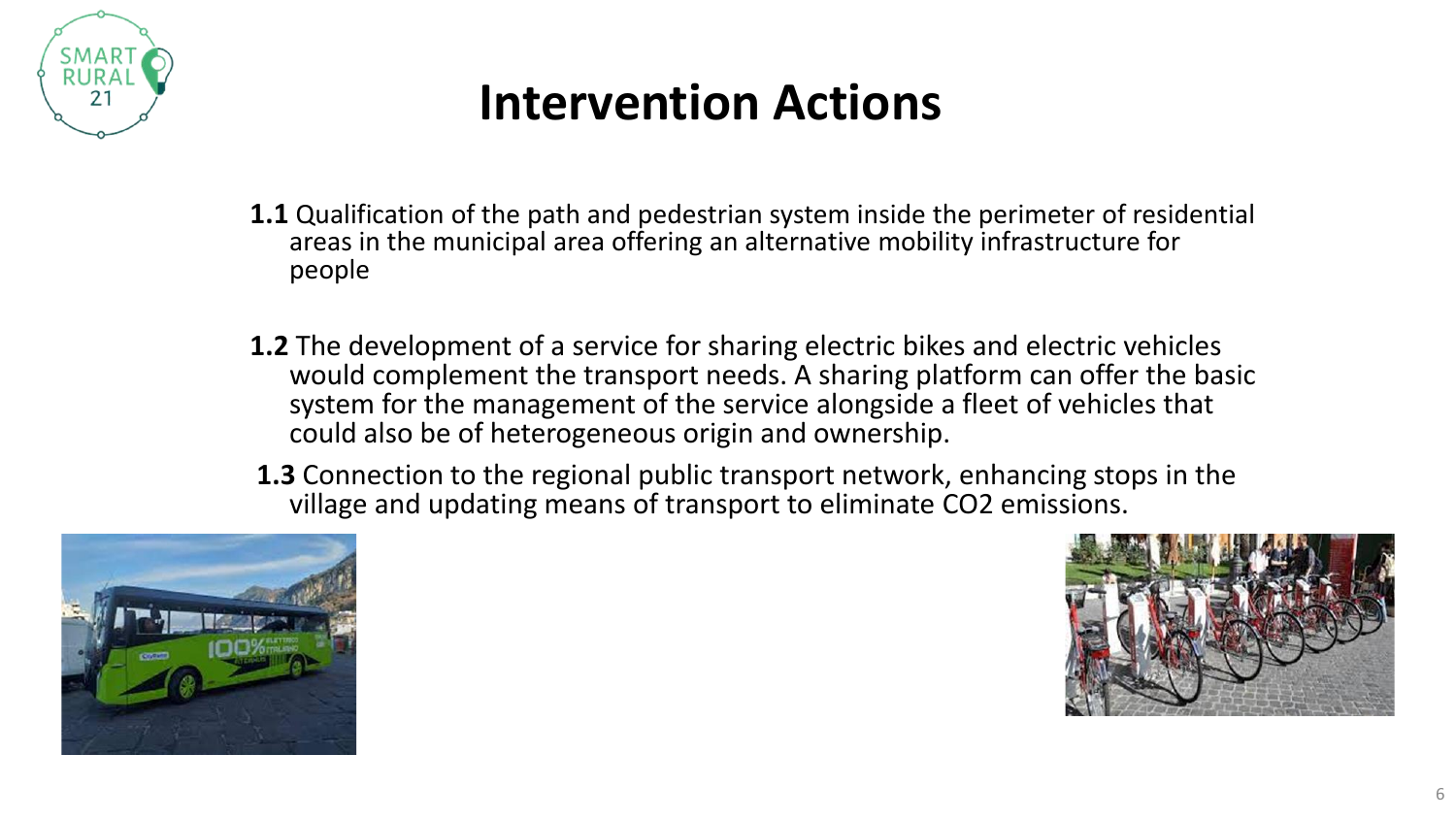# Intervention Actions

**1.1** Qualification of the path and pedestrian system inside the perimeter of residential areas in the municipal area offering an alternative mobility infrastructure for people

**1.2** The development of a service for sharing electric bikes and electric vehicles would complement the transport needs. A sharing platform can offer the basic system for the management of the service alongside a fleet of vehicles that could also be of heterogeneous origin and ownership.

**1.3** Connection to the regional public transport network, enhancing stops in the village and updating means of transport to eliminate $CO_2$ emissions.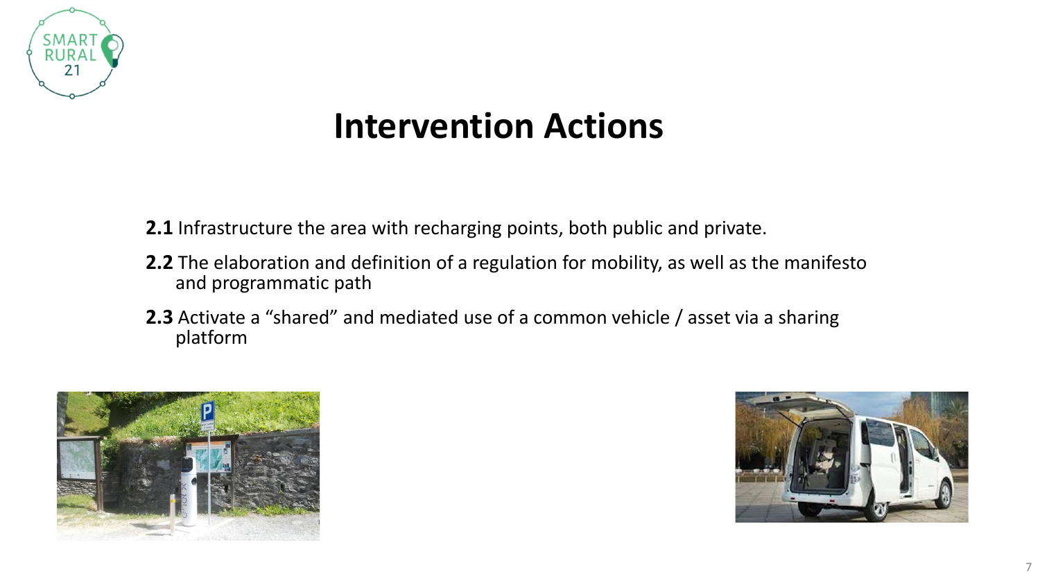# Intervention Actions

**2.1** Infrastructure the area with recharging points, both public and private.

**2.2** The elaboration and definition of a regulation for mobility, as well as the manifesto and programmatic path

**2.3** Activate a “shared” and mediated use of a common vehicle / asset via a sharing platform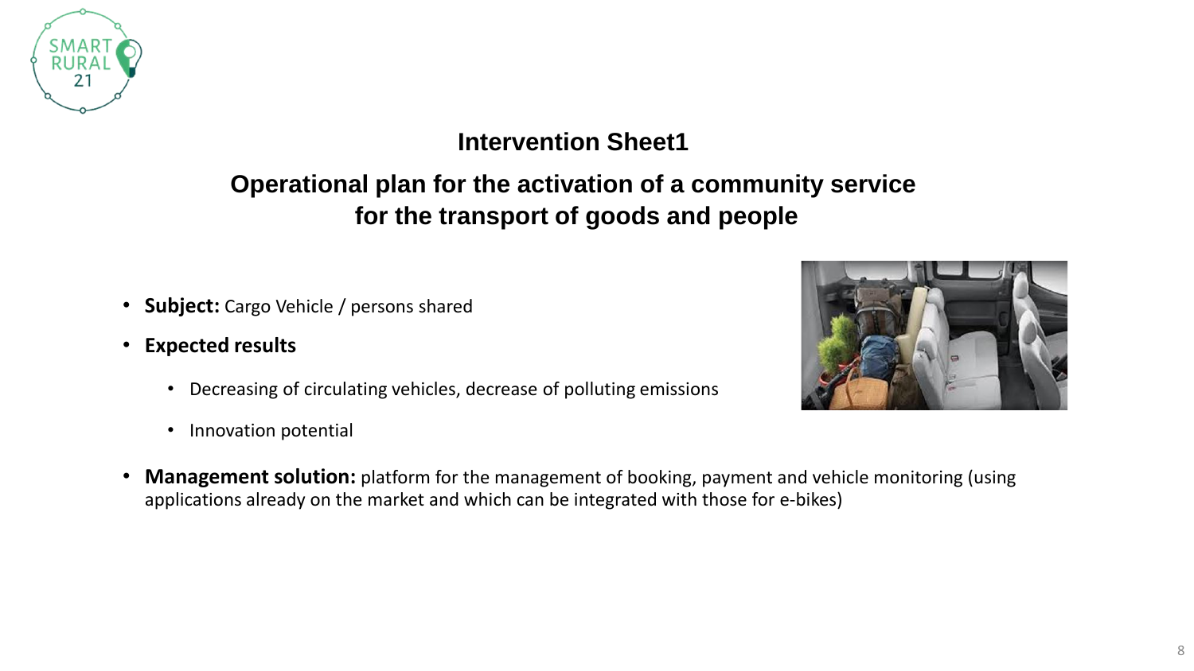## Intervention Sheet1

## Operational plan for the activation of a community service for the transport of goods and people

- **Subject:** Cargo Vehicle / persons shared
- **Expected results**
  - Decreasing of circulating vehicles, decrease of polluting emissions
  - Innovation potential
- **Management solution:** platform for the management of booking, payment and vehicle monitoring (using applications already on the market and which can be integrated with those for e-bikes)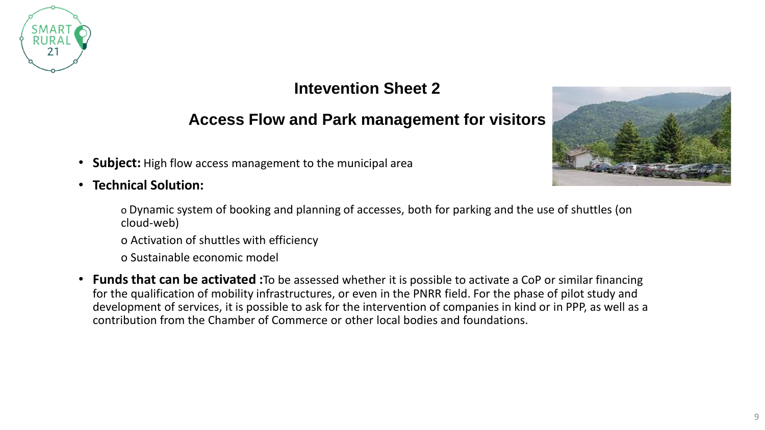## Intevention Sheet 2

### Access Flow and Park management for visitors

- **Subject:** High flow access management to the municipal area
- **Technical Solution:**
  - o Dynamic system of booking and planning of accesses, both for parking and the use of shuttles (on cloud-web)
  - o Activation of shuttles with efficiency
  - o Sustainable economic model
- **Funds that can be activated :** To be assessed whether it is possible to activate a CoP or similar financing for the qualification of mobility infrastructures, or even in the PNRR field. For the phase of pilot study and development of services, it is possible to ask for the intervention of companies in kind or in PPP, as well as a contribution from the Chamber of Commerce or other local bodies and foundations.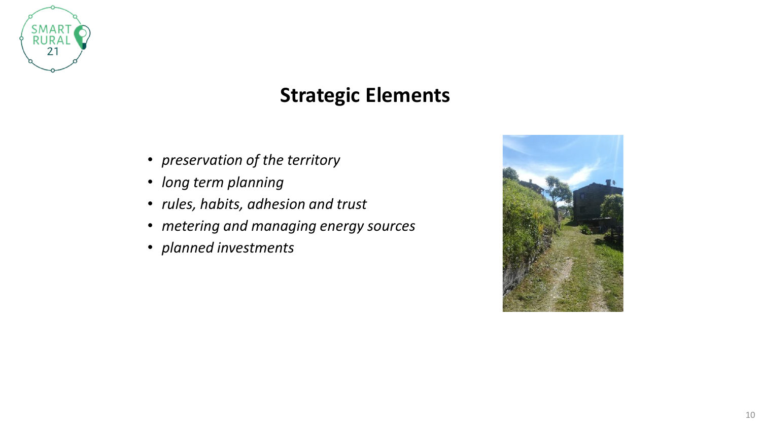# Strategic Elements

- *preservation of the territory*
- *long term planning*
- *rules, habits, adhesion and trust*
- *metering and managing energy sources*
- *planned investments*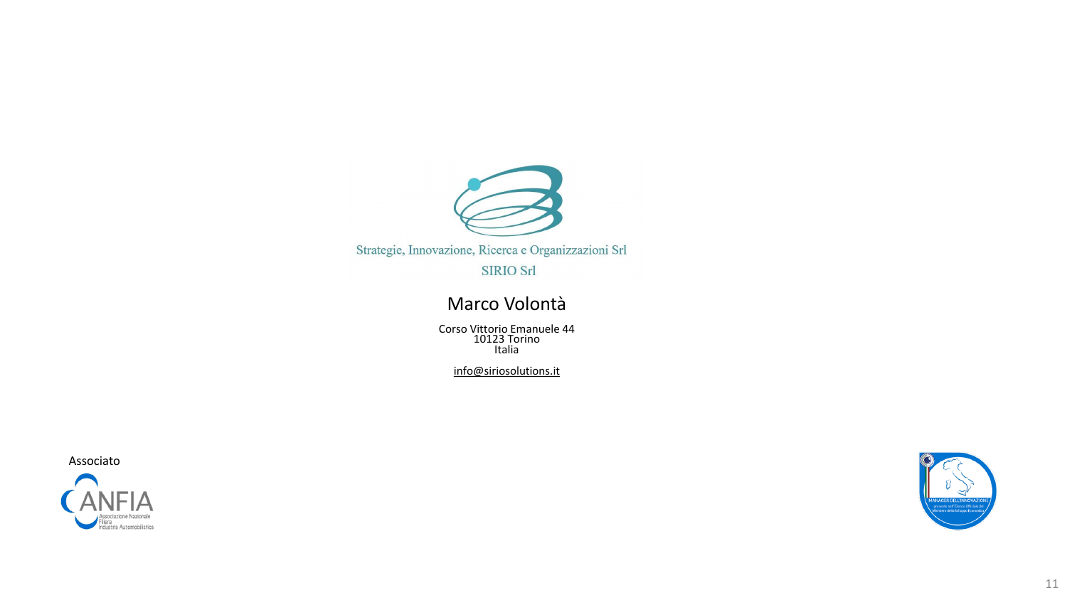Strategie, Innovazione, Ricerca e Organizzazioni Srl

SIRIO Srl

Marco Volontà

Corso Vittorio Emanuele 44
10123 Torino
Italia

info@siriosolutions.it

Associato

ANFIA
Associazione Nazionale Filiera Industria Automobilistica

MANAGER DELL'INNOVAZIONE